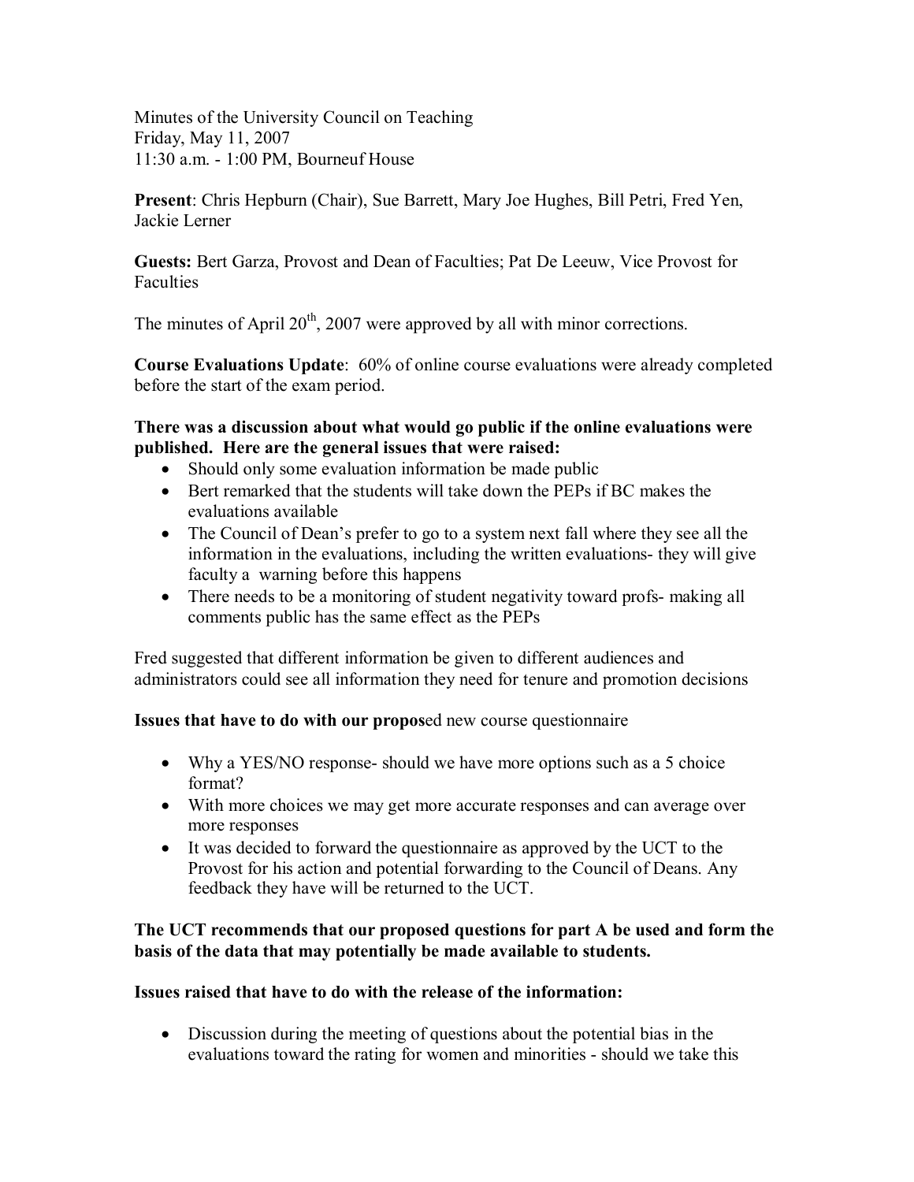Minutes of the University Council on Teaching
Friday, May 11, 2007
11:30 a.m. - 1:00 PM, Bourneuf House

**Present**: Chris Hepburn (Chair), Sue Barrett, Mary Joe Hughes, Bill Petri, Fred Yen, Jackie Lerner

**Guests:** Bert Garza, Provost and Dean of Faculties; Pat De Leeuw, Vice Provost for Faculties

The minutes of April 20th, 2007 were approved by all with minor corrections.

**Course Evaluations Update**: 60% of online course evaluations were already completed before the start of the exam period.

**There was a discussion about what would go public if the online evaluations were published. Here are the general issues that were raised:**

- Should only some evaluation information be made public
- Bert remarked that the students will take down the PEPs if BC makes the evaluations available
- The Council of Dean's prefer to go to a system next fall where they see all the information in the evaluations, including the written evaluations- they will give faculty a warning before this happens
- There needs to be a monitoring of student negativity toward profs- making all comments public has the same effect as the PEPs

Fred suggested that different information be given to different audiences and administrators could see all information they need for tenure and promotion decisions

**Issues that have to do with our propos**ed new course questionnaire

- Why a YES/NO response- should we have more options such as a 5 choice format?
- With more choices we may get more accurate responses and can average over more responses
- It was decided to forward the questionnaire as approved by the UCT to the Provost for his action and potential forwarding to the Council of Deans. Any feedback they have will be returned to the UCT.

**The UCT recommends that our proposed questions for part A be used and form the basis of the data that may potentially be made available to students.**

**Issues raised that have to do with the release of the information:**

- Discussion during the meeting of questions about the potential bias in the evaluations toward the rating for women and minorities - should we take this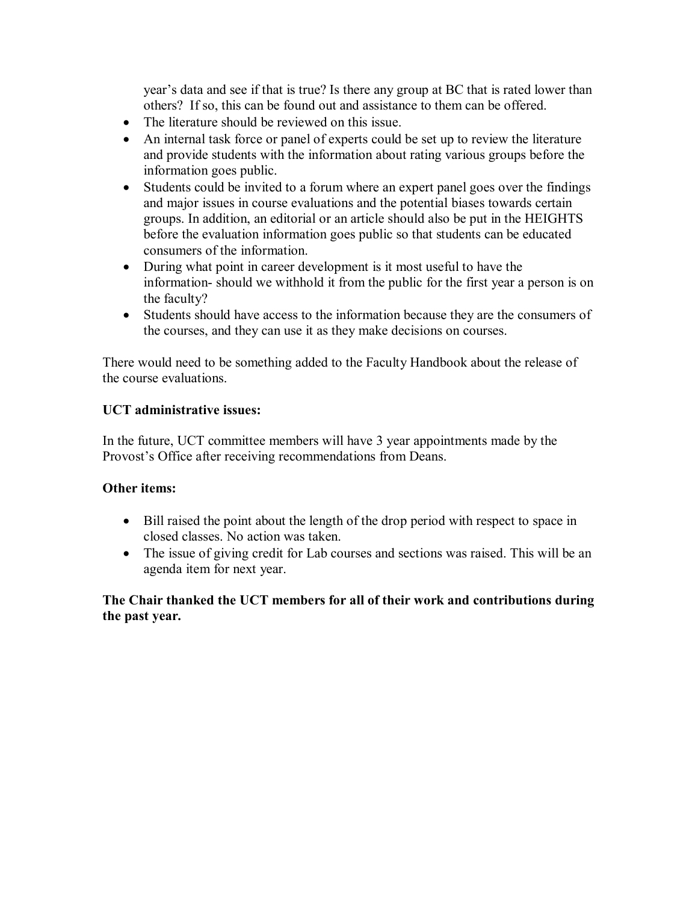year's data and see if that is true? Is there any group at BC that is rated lower than others? If so, this can be found out and assistance to them can be offered.

- The literature should be reviewed on this issue.
- An internal task force or panel of experts could be set up to review the literature and provide students with the information about rating various groups before the information goes public.
- Students could be invited to a forum where an expert panel goes over the findings and major issues in course evaluations and the potential biases towards certain groups. In addition, an editorial or an article should also be put in the HEIGHTS before the evaluation information goes public so that students can be educated consumers of the information.
- During what point in career development is it most useful to have the information- should we withhold it from the public for the first year a person is on the faculty?
- Students should have access to the information because they are the consumers of the courses, and they can use it as they make decisions on courses.

There would need to be something added to the Faculty Handbook about the release of the course evaluations.

**UCT administrative issues:**

In the future, UCT committee members will have 3 year appointments made by the Provost's Office after receiving recommendations from Deans.

**Other items:**

- Bill raised the point about the length of the drop period with respect to space in closed classes. No action was taken.
- The issue of giving credit for Lab courses and sections was raised. This will be an agenda item for next year.

**The Chair thanked the UCT members for all of their work and contributions during the past year.**